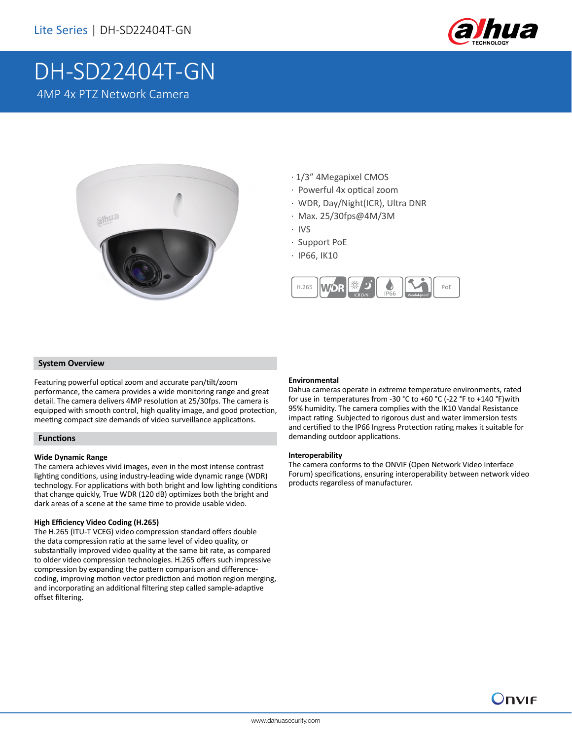# DH-SD22404T-GN

4MP 4x PTZ Network Camera

- 1/3" 4Megapixel CMOS
- Powerful 4x optical zoom
- WDR, Day/Night(ICR), Ultra DNR
- Max. 25/30fps@4M/3M
- IVS
- Support PoE
- IP66, IK10

H.265 | WDR | ICR D/N | IP66 | Vandal-proof | PoE

## System Overview

Featuring powerful optical zoom and accurate pan/tilt/zoom performance, the camera provides a wide monitoring range and great detail. The camera delivers 4MP resolution at 25/30fps. The camera is equipped with smooth control, high quality image, and good protection, meeting compact size demands of video surveillance applications.

## Functions

### Wide Dynamic Range

The camera achieves vivid images, even in the most intense contrast lighting conditions, using industry-leading wide dynamic range (WDR) technology. For applications with both bright and low lighting conditions that change quickly, True WDR (120 dB) optimizes both the bright and dark areas of a scene at the same time to provide usable video.

### High Efficiency Video Coding (H.265)

The H.265 (ITU-T VCEG) video compression standard offers double the data compression ratio at the same level of video quality, or substantially improved video quality at the same bit rate, as compared to older video compression technologies. H.265 offers such impressive compression by expanding the pattern comparison and difference-coding, improving motion vector prediction and motion region merging, and incorporating an additional filtering step called sample-adaptive offset filtering.

### Environmental

Dahua cameras operate in extreme temperature environments, rated for use in temperatures from -30 °C to +60 °C (-22 °F to +140 °F)with 95% humidity. The camera complies with the IK10 Vandal Resistance impact rating. Subjected to rigorous dust and water immersion tests and certified to the IP66 Ingress Protection rating makes it suitable for demanding outdoor applications.

### Interoperability

The camera conforms to the ONVIF (Open Network Video Interface Forum) specifications, ensuring interoperability between network video products regardless of manufacturer.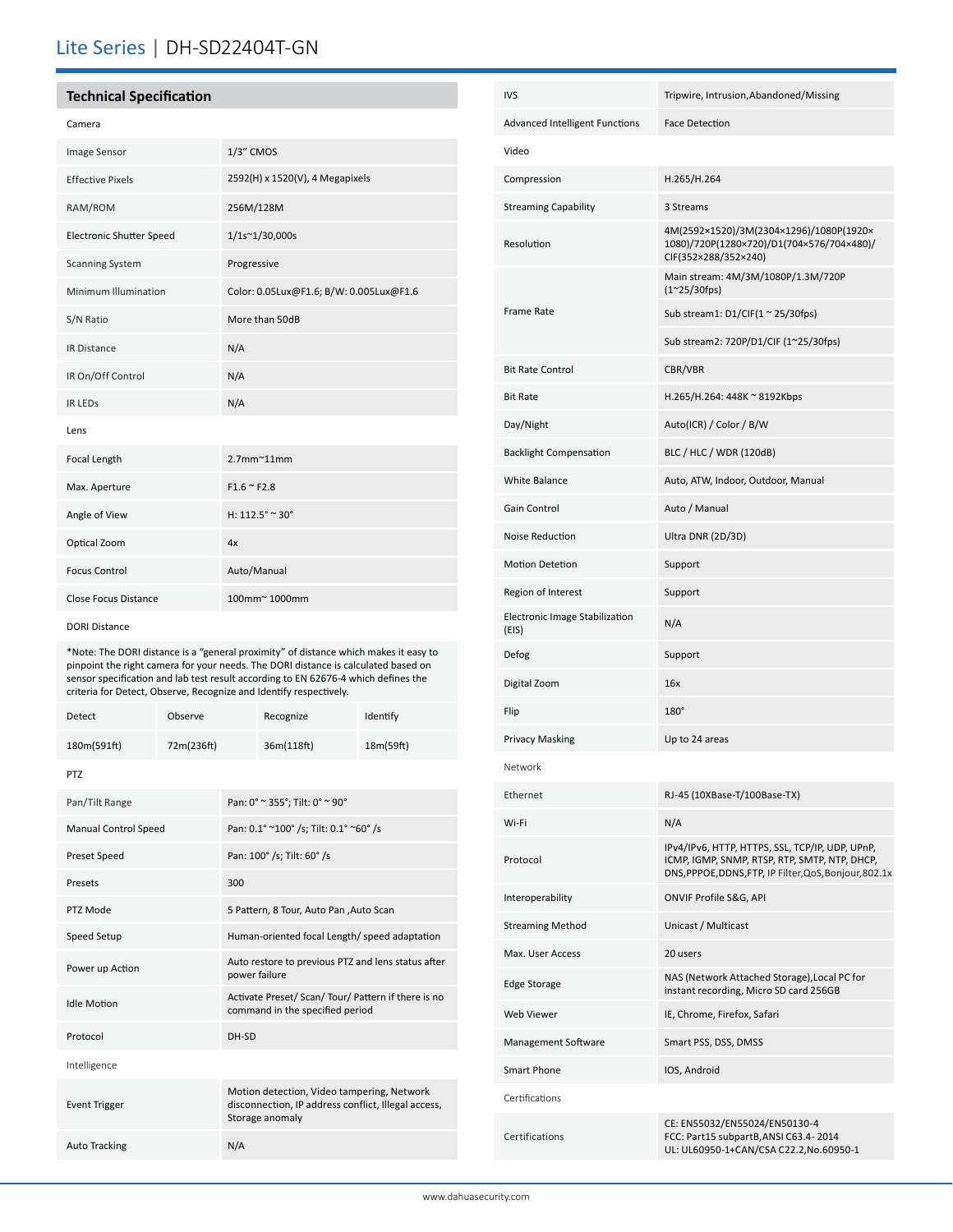# Lite Series | DH-SD22404T-GN

## Technical Specification

| Camera | |
|---|---|
| Image Sensor | 1/3" CMOS |
| Effective Pixels | 2592(H) x 1520(V), 4 Megapixels |
| RAM/ROM | 256M/128M |
| Electronic Shutter Speed | 1/1s~1/30,000s |
| Scanning System | Progressive |
| Minimum Illumination | Color: 0.05Lux@F1.6; B/W: 0.005Lux@F1.6 |
| S/N Ratio | More than 50dB |
| IR Distance | N/A |
| IR On/Off Control | N/A |
| IR LEDs | N/A |
| **Lens** | |
| Focal Length | 2.7mm~11mm |
| Max. Aperture | F1.6 ~ F2.8 |
| Angle of View | H: 112.5° ~ 30° |
| Optical Zoom | 4x |
| Focus Control | Auto/Manual |
| Close Focus Distance | 100mm~ 1000mm |

DORI Distance

*Note: The DORI distance is a "general proximity" of distance which makes it easy to pinpoint the right camera for your needs. The DORI distance is calculated based on sensor specification and lab test result according to EN 62676-4 which defines the criteria for Detect, Observe, Recognize and Identify respectively.

| Detect | Observe | Recognize | Identify |
|---|---|---|---|
| 180m(591ft) | 72m(236ft) | 36m(118ft) | 18m(59ft) |

| PTZ | |
|---|---|
| Pan/Tilt Range | Pan: 0° ~ 355°; Tilt: 0° ~ 90° |
| Manual Control Speed | Pan: 0.1° ~100° /s; Tilt: 0.1° ~60° /s |
| Preset Speed | Pan: 100° /s; Tilt: 60° /s |
| Presets | 300 |
| PTZ Mode | 5 Pattern, 8 Tour, Auto Pan ,Auto Scan |
| Speed Setup | Human-oriented focal Length/ speed adaptation |
| Power up Action | Auto restore to previous PTZ and lens status after power failure |
| Idle Motion | Activate Preset/ Scan/ Tour/ Pattern if there is no command in the specified period |
| Protocol | DH-SD |
| **Intelligence** | |
| Event Trigger | Motion detection, Video tampering, Network disconnection, IP address conflict, Illegal access, Storage anomaly |
| Auto Tracking | N/A |
| IVS | Tripwire, Intrusion,Abandoned/Missing |
| Advanced Intelligent Functions | Face Detection |
| **Video** | |
| Compression | H.265/H.264 |
| Streaming Capability | 3 Streams |
| Resolution | 4M(2592×1520)/3M(2304×1296)/1080P(1920×1080)/720P(1280×720)/D1(704×576/704×480)/CIF(352×288/352×240) |
| Frame Rate | Main stream: 4M/3M/1080P/1.3M/720P (1~25/30fps) |
| | Sub stream1: D1/CIF(1 ~ 25/30fps) |
| | Sub stream2: 720P/D1/CIF (1~25/30fps) |
| Bit Rate Control | CBR/VBR |
| Bit Rate | H.265/H.264: 448K ~ 8192Kbps |
| Day/Night | Auto(ICR) / Color / B/W |
| Backlight Compensation | BLC / HLC / WDR (120dB) |
| White Balance | Auto, ATW, Indoor, Outdoor, Manual |
| Gain Control | Auto / Manual |
| Noise Reduction | Ultra DNR (2D/3D) |
| Motion Detetion | Support |
| Region of Interest | Support |
| Electronic Image Stabilization (EIS) | N/A |
| Defog | Support |
| Digital Zoom | 16x |
| Flip | 180° |
| Privacy Masking | Up to 24 areas |
| **Network** | |
| Ethernet | RJ-45 (10XBase-T/100Base-TX) |
| Wi-Fi | N/A |
| Protocol | IPv4/IPv6, HTTP, HTTPS, SSL, TCP/IP, UDP, UPnP, ICMP, IGMP, SNMP, RTSP, RTP, SMTP, NTP, DHCP, DNS,PPPOE,DDNS,FTP, IP Filter,QoS,Bonjour,802.1x |
| Interoperability | ONVIF Profile S&G, API |
| Streaming Method | Unicast / Multicast |
| Max. User Access | 20 users |
| Edge Storage | NAS (Network Attached Storage),Local PC for instant recording, Micro SD card 256GB |
| Web Viewer | IE, Chrome, Firefox, Safari |
| Management Software | Smart PSS, DSS, DMSS |
| Smart Phone | IOS, Android |
| **Certifications** | |
| Certifications | CE: EN55032/EN55024/EN50130-4<br>FCC: Part15 subpartB,ANSI C63.4- 2014<br>UL: UL60950-1+CAN/CSA C22.2,No.60950-1 |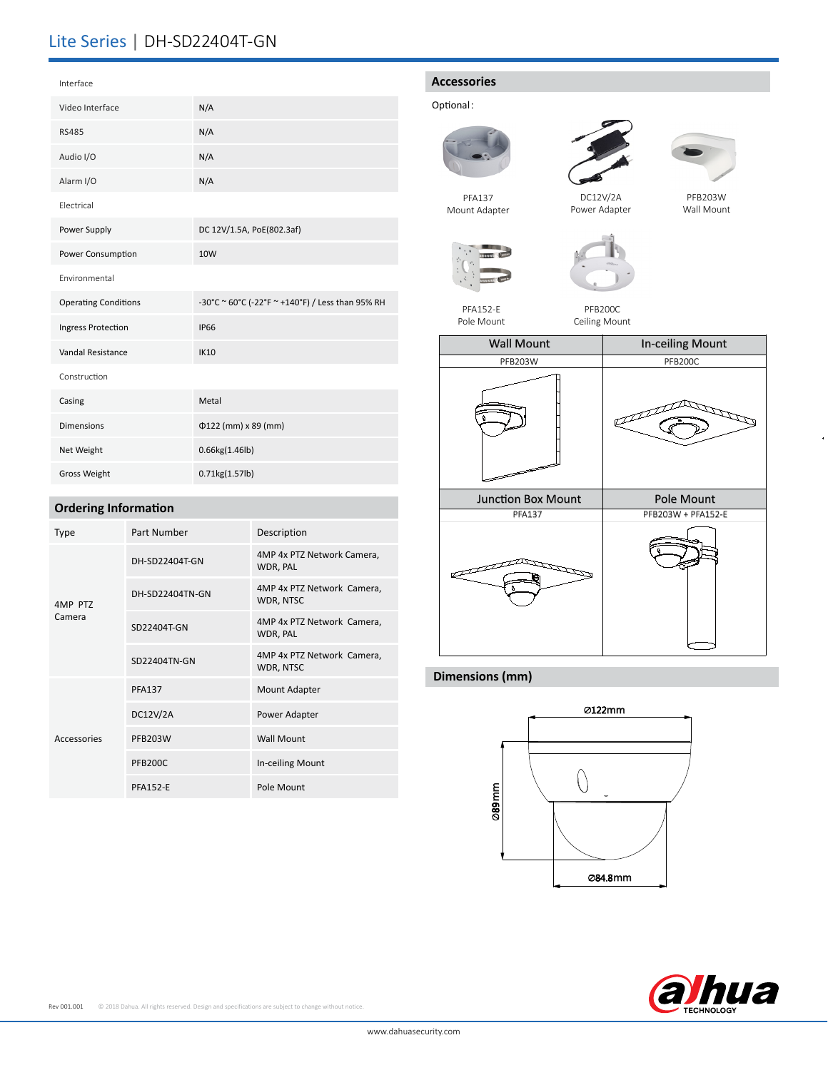# Lite Series | DH-SD22404T-GN

| | |
|---|---|
| **Interface** | |
| Video Interface | N/A |
| RS485 | N/A |
| Audio I/O | N/A |
| Alarm I/O | N/A |
| **Electrical** | |
| Power Supply | DC 12V/1.5A, PoE(802.3af) |
| Power Consumption | 10W |
| **Environmental** | |
| Operating Conditions | -30°C ~ 60°C (-22°F ~ +140°F) / Less than 95% RH |
| Ingress Protection | IP66 |
| Vandal Resistance | IK10 |
| **Construction** | |
| Casing | Metal |
| Dimensions | Φ122 (mm) x 89 (mm) |
| Net Weight | 0.66kg(1.46lb) |
| Gross Weight | 0.71kg(1.57lb) |

## Ordering Information

| Type | Part Number | Description |
|---|---|---|
| 4MP PTZ Camera | DH-SD22404T-GN | 4MP 4x PTZ Network Camera, WDR, PAL |
| | DH-SD22404TN-GN | 4MP 4x PTZ Network Camera, WDR, NTSC |
| | SD22404T-GN | 4MP 4x PTZ Network Camera, WDR, PAL |
| | SD22404TN-GN | 4MP 4x PTZ Network Camera, WDR, NTSC |
| Accessories | PFA137 | Mount Adapter |
| | DC12V/2A | Power Adapter |
| | PFB203W | Wall Mount |
| | PFB200C | In-ceiling Mount |
| | PFA152-E | Pole Mount |

## Accessories

Optional:

PFA137
Mount Adapter

DC12V/2A
Power Adapter

PFB203W
Wall Mount

PFA152-E
Pole Mount

PFB200C
Ceiling Mount

| Wall Mount | In-ceiling Mount |
|---|---|
| PFB203W | PFB200C |

| Junction Box Mount | Pole Mount |
|---|---|
| PFA137 | PFB203W + PFA152-E |

## Dimensions (mm)

Ø122mm

Ø89mm

Ø84.8mm

Rev 001.001 © 2018 Dahua. All rights reserved. Design and specifications are subject to change without notice.

www.dahuasecurity.com